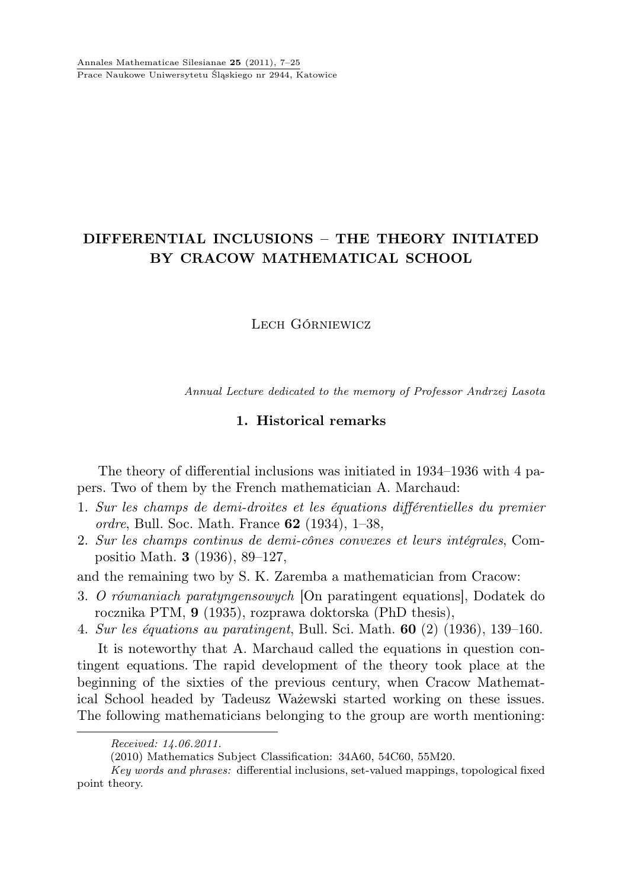# DIFFERENTIAL INCLUSIONS – THE THEORY INITIATED BY CRACOW MATHEMATICAL SCHOOL

Lech Górniewicz

*Annual Lecture dedicated to the memory of Professor Andrzej Lasota*

## 1. Historical remarks

The theory of differential inclusions was initiated in 1934–1936 with 4 papers. Two of them by the French mathematician A. Marchaud:

1. *Sur les champs de demi-droites et les équations différentielles du premier ordre*, Bull. Soc. Math. France **62** (1934), 1–38,
2. *Sur les champs continus de demi-cônes convexes et leurs intégrales*, Compositio Math. **3** (1936), 89–127,

and the remaining two by S. K. Zaremba a mathematician from Cracow:

3. *O równaniach paratyngensowych* [On paratingent equations], Dodatek do rocznika PTM, **9** (1935), rozprawa doktorska (PhD thesis),
4. *Sur les équations au paratingent*, Bull. Sci. Math. **60** (2) (1936), 139–160.

It is noteworthy that A. Marchaud called the equations in question contingent equations. The rapid development of the theory took place at the beginning of the sixties of the previous century, when Cracow Mathematical School headed by Tadeusz Ważewski started working on these issues. The following mathematicians belonging to the group are worth mentioning:

---

*Received: 14.06.2011.*

(2010) Mathematics Subject Classification: 34A60, 54C60, 55M20.

*Key words and phrases:* differential inclusions, set-valued mappings, topological fixed point theory.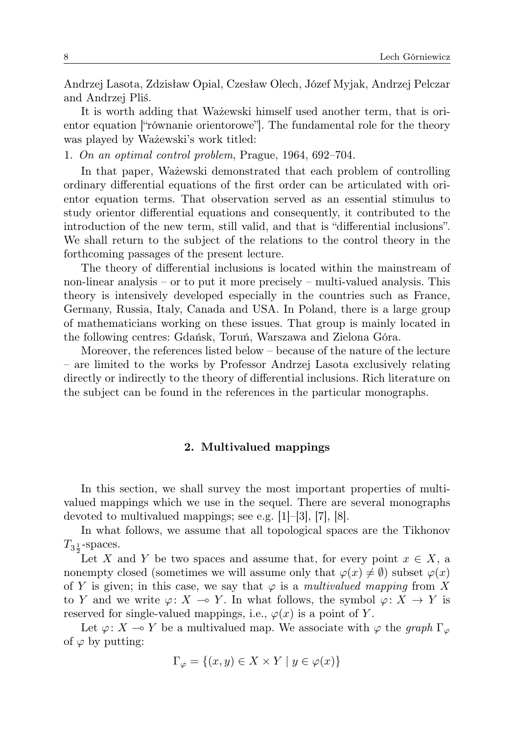Andrzej Lasota, Zdzisław Opial, Czesław Olech, Józef Myjak, Andrzej Pelczar and Andrzej Pliś.

It is worth adding that Ważewski himself used another term, that is orientor equation ["równanie orientorowe"]. The fundamental role for the theory was played by Ważewski's work titled:

1. *On an optimal control problem*, Prague, 1964, 692–704.

In that paper, Ważewski demonstrated that each problem of controlling ordinary differential equations of the first order can be articulated with orientor equation terms. That observation served as an essential stimulus to study orientor differential equations and consequently, it contributed to the introduction of the new term, still valid, and that is "differential inclusions". We shall return to the subject of the relations to the control theory in the forthcoming passages of the present lecture.

The theory of differential inclusions is located within the mainstream of non-linear analysis – or to put it more precisely – multi-valued analysis. This theory is intensively developed especially in the countries such as France, Germany, Russia, Italy, Canada and USA. In Poland, there is a large group of mathematicians working on these issues. That group is mainly located in the following centres: Gdańsk, Toruń, Warszawa and Zielona Góra.

Moreover, the references listed below – because of the nature of the lecture – are limited to the works by Professor Andrzej Lasota exclusively relating directly or indirectly to the theory of differential inclusions. Rich literature on the subject can be found in the references in the particular monographs.

## 2. Multivalued mappings

In this section, we shall survey the most important properties of multivalued mappings which we use in the sequel. There are several monographs devoted to multivalued mappings; see e.g. [1]–[3], [7], [8].

In what follows, we assume that all topological spaces are the Tikhonov $T_{3\frac{1}{2}}$-spaces.

Let $X$ and $Y$ be two spaces and assume that, for every point $x \in X$, a nonempty closed (sometimes we will assume only that $\varphi(x) \neq \emptyset$) subset $\varphi(x)$ of $Y$ is given; in this case, we say that $\varphi$ is a *multivalued mapping* from $X$ to $Y$ and we write $\varphi\colon X \multimap Y$. In what follows, the symbol $\varphi\colon X \to Y$ is reserved for single-valued mappings, i.e., $\varphi(x)$ is a point of $Y$.

Let $\varphi\colon X \multimap Y$ be a multivalued map. We associate with $\varphi$ the *graph* $\Gamma_\varphi$ of $\varphi$ by putting:

$$\Gamma_\varphi = \{(x, y) \in X \times Y \mid y \in \varphi(x)\}$$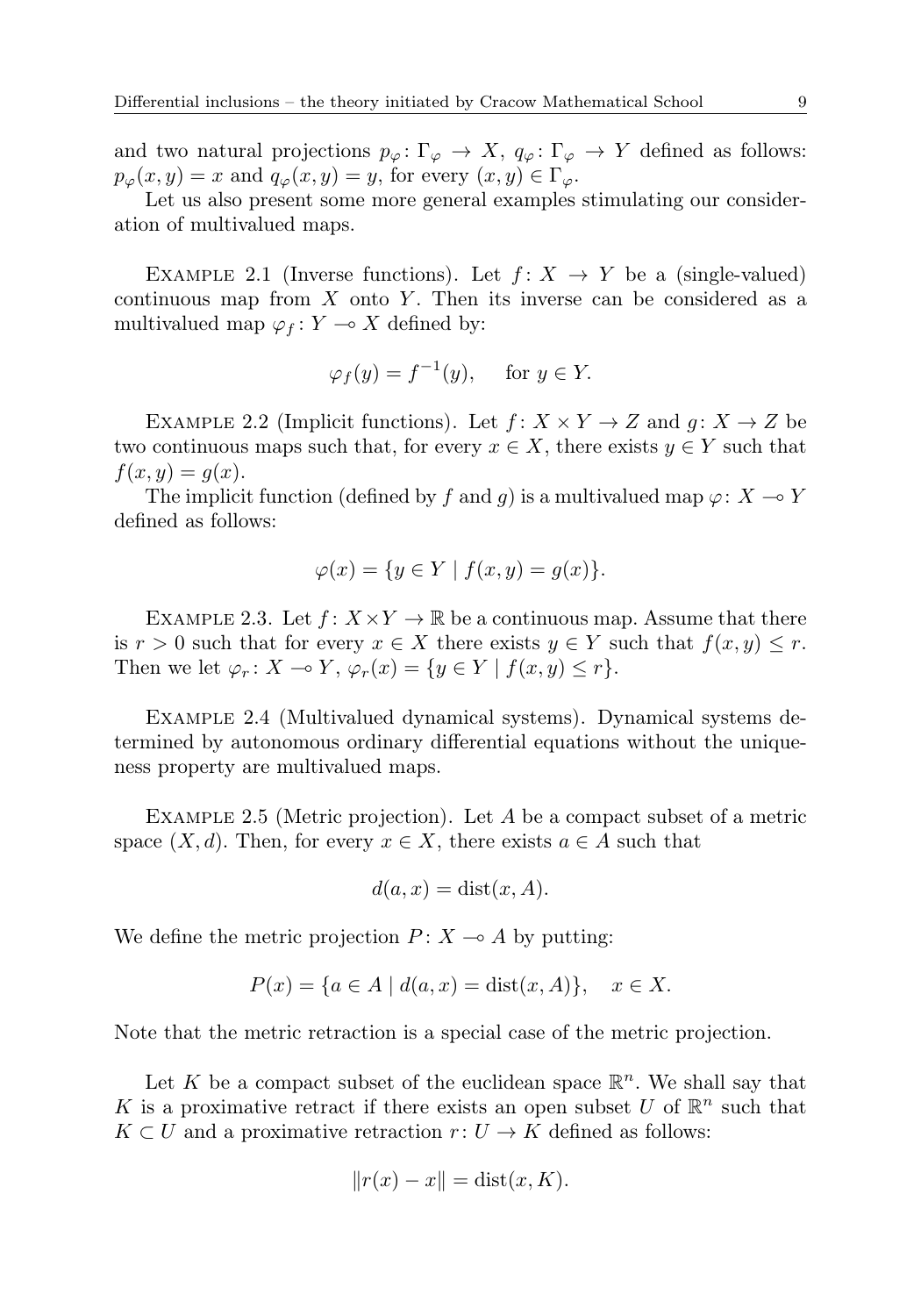and two natural projections $p_\varphi \colon \Gamma_\varphi \to X$, $q_\varphi \colon \Gamma_\varphi \to Y$ defined as follows: $p_\varphi(x,y) = x$ and $q_\varphi(x,y) = y$, for every $(x,y) \in \Gamma_\varphi$.

Let us also present some more general examples stimulating our consideration of multivalued maps.

Example 2.1 (Inverse functions). Let $f \colon X \to Y$ be a (single-valued) continuous map from $X$ onto $Y$. Then its inverse can be considered as a multivalued map $\varphi_f \colon Y \multimap X$ defined by:

$$\varphi_f(y) = f^{-1}(y), \qquad \text{for } y \in Y.$$

Example 2.2 (Implicit functions). Let $f \colon X \times Y \to Z$ and $g \colon X \to Z$ be two continuous maps such that, for every $x \in X$, there exists $y \in Y$ such that $f(x,y) = g(x)$.

The implicit function (defined by $f$ and $g$) is a multivalued map $\varphi \colon X \multimap Y$ defined as follows:

$$\varphi(x) = \{y \in Y \mid f(x,y) = g(x)\}.$$

Example 2.3. Let $f \colon X \times Y \to \mathbb{R}$ be a continuous map. Assume that there is $r > 0$ such that for every $x \in X$ there exists $y \in Y$ such that $f(x,y) \leq r$. Then we let $\varphi_r \colon X \multimap Y$, $\varphi_r(x) = \{y \in Y \mid f(x,y) \leq r\}$.

Example 2.4 (Multivalued dynamical systems). Dynamical systems determined by autonomous ordinary differential equations without the uniqueness property are multivalued maps.

Example 2.5 (Metric projection). Let $A$ be a compact subset of a metric space $(X,d)$. Then, for every $x \in X$, there exists $a \in A$ such that

$$d(a,x) = \operatorname{dist}(x,A).$$

We define the metric projection $P \colon X \multimap A$ by putting:

$$P(x) = \{a \in A \mid d(a,x) = \operatorname{dist}(x,A)\}, \quad x \in X.$$

Note that the metric retraction is a special case of the metric projection.

Let $K$ be a compact subset of the euclidean space $\mathbb{R}^n$. We shall say that $K$ is a proximative retract if there exists an open subset $U$ of $\mathbb{R}^n$ such that $K \subset U$ and a proximative retraction $r \colon U \to K$ defined as follows:

$$\|r(x) - x\| = \operatorname{dist}(x,K).$$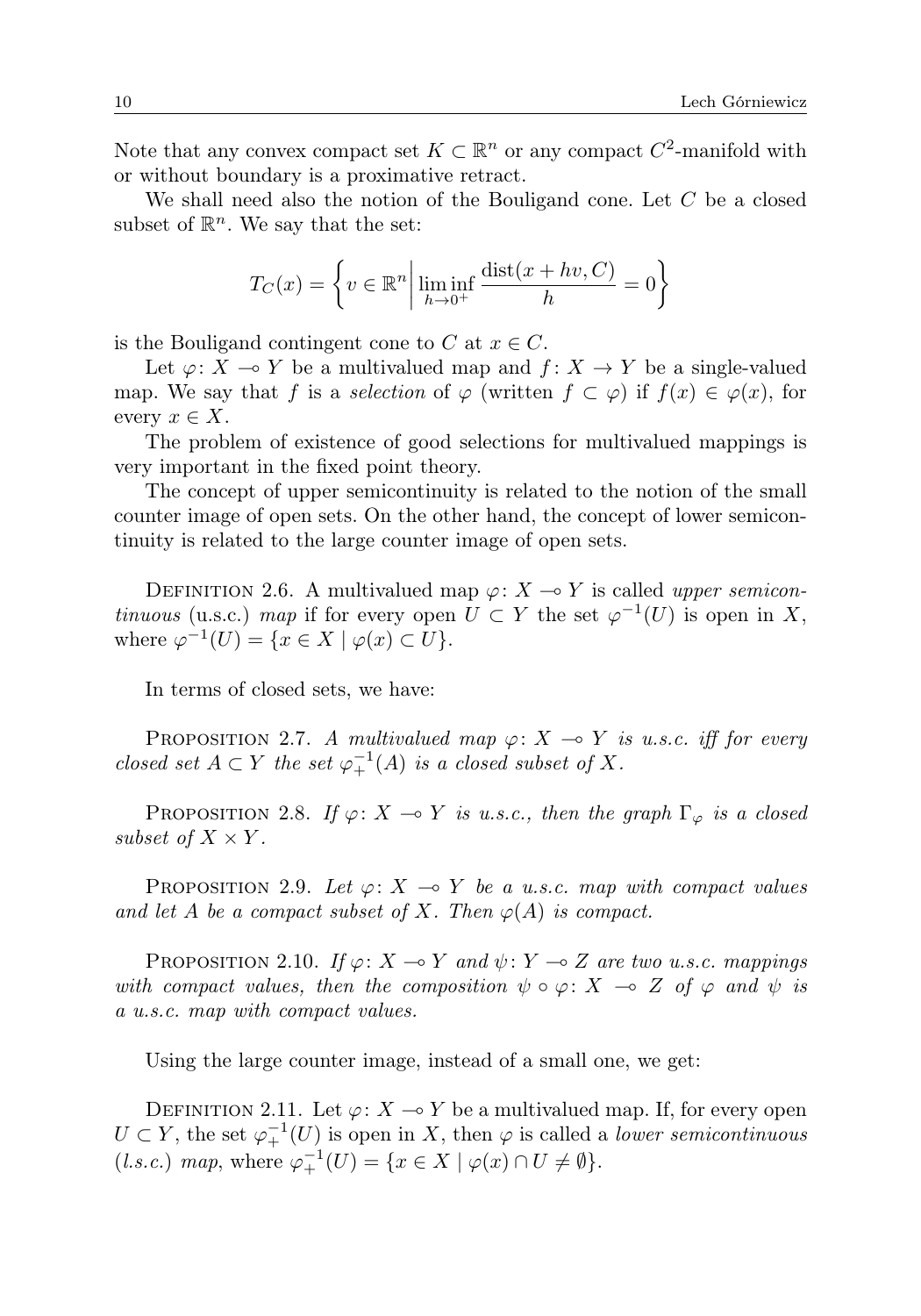Note that any convex compact set $K \subset \mathbb{R}^n$ or any compact $C^2$-manifold with or without boundary is a proximative retract.

We shall need also the notion of the Bouligand cone. Let $C$ be a closed subset of $\mathbb{R}^n$. We say that the set:

$$T_C(x) = \left\{ v \in \mathbb{R}^n \,\middle|\, \liminf_{h \to 0^+} \frac{\operatorname{dist}(x + hv, C)}{h} = 0 \right\}$$

is the Bouligand contingent cone to $C$ at $x \in C$.

Let $\varphi \colon X \multimap Y$ be a multivalued map and $f \colon X \to Y$ be a single-valued map. We say that $f$ is a *selection* of $\varphi$ (written $f \subset \varphi$) if $f(x) \in \varphi(x)$, for every $x \in X$.

The problem of existence of good selections for multivalued mappings is very important in the fixed point theory.

The concept of upper semicontinuity is related to the notion of the small counter image of open sets. On the other hand, the concept of lower semicontinuity is related to the large counter image of open sets.

DEFINITION 2.6. A multivalued map $\varphi \colon X \multimap Y$ is called *upper semicontinuous* (u.s.c.) *map* if for every open $U \subset Y$ the set $\varphi^{-1}(U)$ is open in $X$, where $\varphi^{-1}(U) = \{x \in X \mid \varphi(x) \subset U\}$.

In terms of closed sets, we have:

PROPOSITION 2.7. *A multivalued map $\varphi \colon X \multimap Y$ is u.s.c. iff for every closed set $A \subset Y$ the set $\varphi_+^{-1}(A)$ is a closed subset of $X$.*

PROPOSITION 2.8. *If $\varphi \colon X \multimap Y$ is u.s.c., then the graph $\Gamma_\varphi$ is a closed subset of $X \times Y$.*

PROPOSITION 2.9. *Let $\varphi \colon X \multimap Y$ be a u.s.c. map with compact values and let $A$ be a compact subset of $X$. Then $\varphi(A)$ is compact.*

PROPOSITION 2.10. *If $\varphi \colon X \multimap Y$ and $\psi \colon Y \multimap Z$ are two u.s.c. mappings with compact values, then the composition $\psi \circ \varphi \colon X \multimap Z$ of $\varphi$ and $\psi$ is a u.s.c. map with compact values.*

Using the large counter image, instead of a small one, we get:

DEFINITION 2.11. Let $\varphi \colon X \multimap Y$ be a multivalued map. If, for every open $U \subset Y$, the set $\varphi_+^{-1}(U)$ is open in $X$, then $\varphi$ is called a *lower semicontinuous* (*l.s.c.*) *map*, where $\varphi_+^{-1}(U) = \{x \in X \mid \varphi(x) \cap U \neq \emptyset\}$.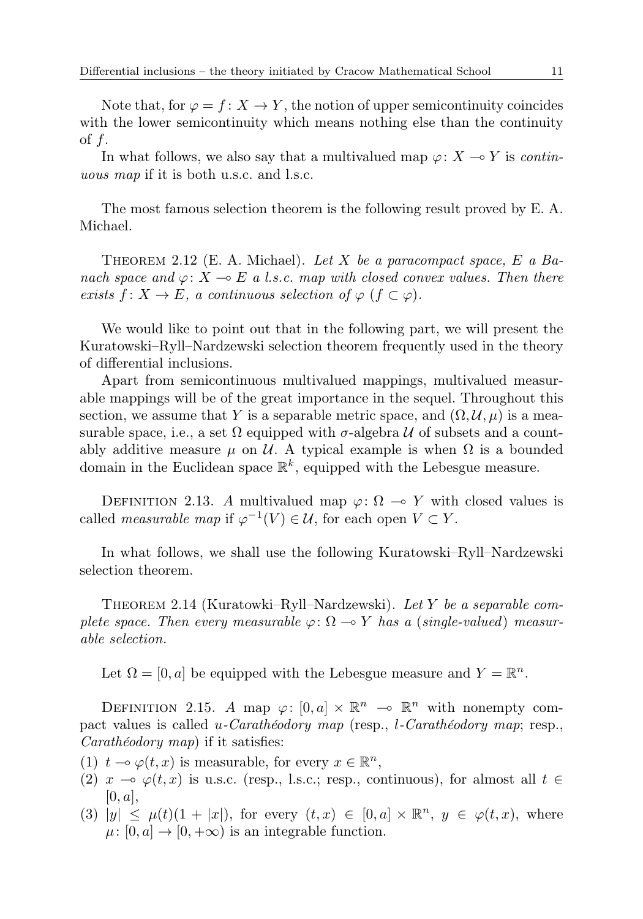Note that, for $\varphi = f\colon X \to Y$, the notion of upper semicontinuity coincides with the lower semicontinuity which means nothing else than the continuity of $f$.

In what follows, we also say that a multivalued map $\varphi\colon X \multimap Y$ is *continuous map* if it is both u.s.c. and l.s.c.

The most famous selection theorem is the following result proved by E. A. Michael.

THEOREM 2.12 (E. A. Michael). *Let $X$ be a paracompact space, $E$ a Banach space and $\varphi\colon X \multimap E$ a l.s.c. map with closed convex values. Then there exists $f\colon X \to E$, a continuous selection of $\varphi$ ($f \subset \varphi$).*

We would like to point out that in the following part, we will present the Kuratowski–Ryll–Nardzewski selection theorem frequently used in the theory of differential inclusions.

Apart from semicontinuous multivalued mappings, multivalued measurable mappings will be of the great importance in the sequel. Throughout this section, we assume that $Y$ is a separable metric space, and $(\Omega, \mathcal{U}, \mu)$ is a measurable space, i.e., a set $\Omega$ equipped with $\sigma$-algebra $\mathcal{U}$ of subsets and a countably additive measure $\mu$ on $\mathcal{U}$. A typical example is when $\Omega$ is a bounded domain in the Euclidean space $\mathbb{R}^k$, equipped with the Lebesgue measure.

DEFINITION 2.13. *A multivalued map $\varphi\colon \Omega \multimap Y$ with closed values is called measurable map if $\varphi^{-1}(V) \in \mathcal{U}$, for each open $V \subset Y$.*

In what follows, we shall use the following Kuratowski–Ryll–Nardzewski selection theorem.

THEOREM 2.14 (Kuratowki–Ryll–Nardzewski). *Let $Y$ be a separable complete space. Then every measurable $\varphi\colon \Omega \multimap Y$ has a (single-valued) measurable selection.*

Let $\Omega = [0, a]$ be equipped with the Lebesgue measure and $Y = \mathbb{R}^n$.

DEFINITION 2.15. *A map $\varphi\colon [0, a] \times \mathbb{R}^n \multimap \mathbb{R}^n$ with nonempty compact values is called u-Carathéodory map (resp., l-Carathéodory map; resp., Carathéodory map) if it satisfies:*

1. $t \multimap \varphi(t, x)$ is measurable, for every $x \in \mathbb{R}^n$,
2. $x \multimap \varphi(t, x)$ is u.s.c. (resp., l.s.c.; resp., continuous), for almost all $t \in [0, a]$,
3. $|y| \leq \mu(t)(1 + |x|)$, for every $(t, x) \in [0, a] \times \mathbb{R}^n$, $y \in \varphi(t, x)$, where $\mu\colon [0, a] \to [0, +\infty)$ is an integrable function.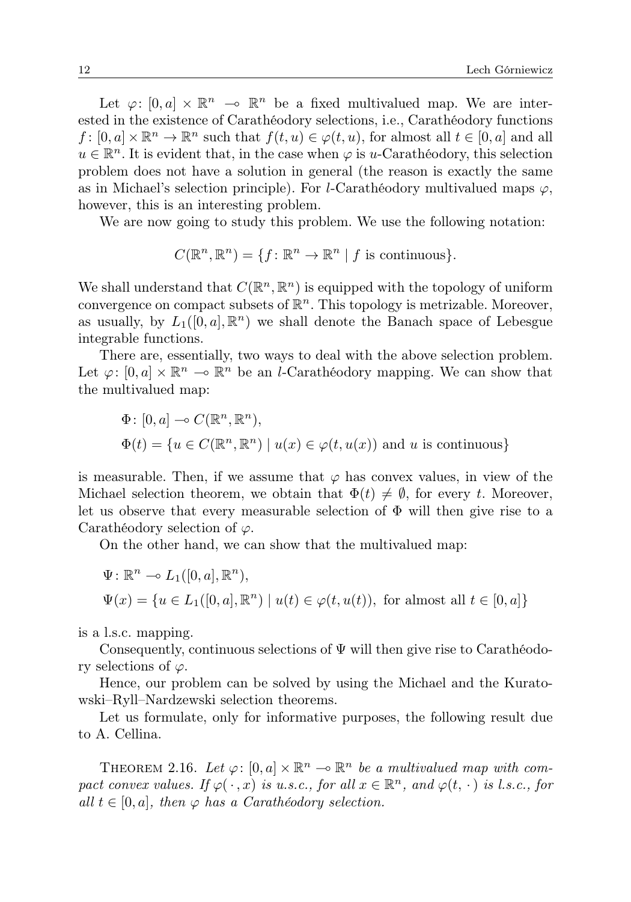Let $\varphi\colon [0,a] \times \mathbb{R}^n \multimap \mathbb{R}^n$ be a fixed multivalued map. We are interested in the existence of Carathéodory selections, i.e., Carathéodory functions $f\colon [0,a] \times \mathbb{R}^n \to \mathbb{R}^n$ such that $f(t,u) \in \varphi(t,u)$, for almost all $t \in [0,a]$ and all $u \in \mathbb{R}^n$. It is evident that, in the case when $\varphi$ is $u$-Carathéodory, this selection problem does not have a solution in general (the reason is exactly the same as in Michael's selection principle). For $l$-Carathéodory multivalued maps $\varphi$, however, this is an interesting problem.

We are now going to study this problem. We use the following notation:

$$C(\mathbb{R}^n, \mathbb{R}^n) = \{f\colon \mathbb{R}^n \to \mathbb{R}^n \mid f \text{ is continuous}\}.$$

We shall understand that $C(\mathbb{R}^n, \mathbb{R}^n)$ is equipped with the topology of uniform convergence on compact subsets of $\mathbb{R}^n$. This topology is metrizable. Moreover, as usually, by $L_1([0,a], \mathbb{R}^n)$ we shall denote the Banach space of Lebesgue integrable functions.

There are, essentially, two ways to deal with the above selection problem. Let $\varphi\colon [0,a] \times \mathbb{R}^n \multimap \mathbb{R}^n$ be an $l$-Carathéodory mapping. We can show that the multivalued map:

$$\begin{aligned}
&\Phi\colon [0,a] \multimap C(\mathbb{R}^n, \mathbb{R}^n),\\
&\Phi(t) = \{u \in C(\mathbb{R}^n, \mathbb{R}^n) \mid u(x) \in \varphi(t, u(x)) \text{ and } u \text{ is continuous}\}
\end{aligned}$$

is measurable. Then, if we assume that $\varphi$ has convex values, in view of the Michael selection theorem, we obtain that $\Phi(t) \neq \emptyset$, for every $t$. Moreover, let us observe that every measurable selection of $\Phi$ will then give rise to a Carathéodory selection of $\varphi$.

On the other hand, we can show that the multivalued map:

$$\begin{aligned}
&\Psi\colon \mathbb{R}^n \multimap L_1([0,a], \mathbb{R}^n),\\
&\Psi(x) = \{u \in L_1([0,a], \mathbb{R}^n) \mid u(t) \in \varphi(t, u(t)), \text{ for almost all } t \in [0,a]\}
\end{aligned}$$

is a l.s.c. mapping.

Consequently, continuous selections of $\Psi$ will then give rise to Carathéodory selections of $\varphi$.

Hence, our problem can be solved by using the Michael and the Kuratowski–Ryll–Nardzewski selection theorems.

Let us formulate, only for informative purposes, the following result due to A. Cellina.

Theorem 2.16. *Let $\varphi\colon [0,a] \times \mathbb{R}^n \multimap \mathbb{R}^n$ be a multivalued map with compact convex values. If $\varphi(\,\cdot\,, x)$ is u.s.c., for all $x \in \mathbb{R}^n$, and $\varphi(t, \,\cdot\,)$ is l.s.c., for all $t \in [0,a]$, then $\varphi$ has a Carathéodory selection.*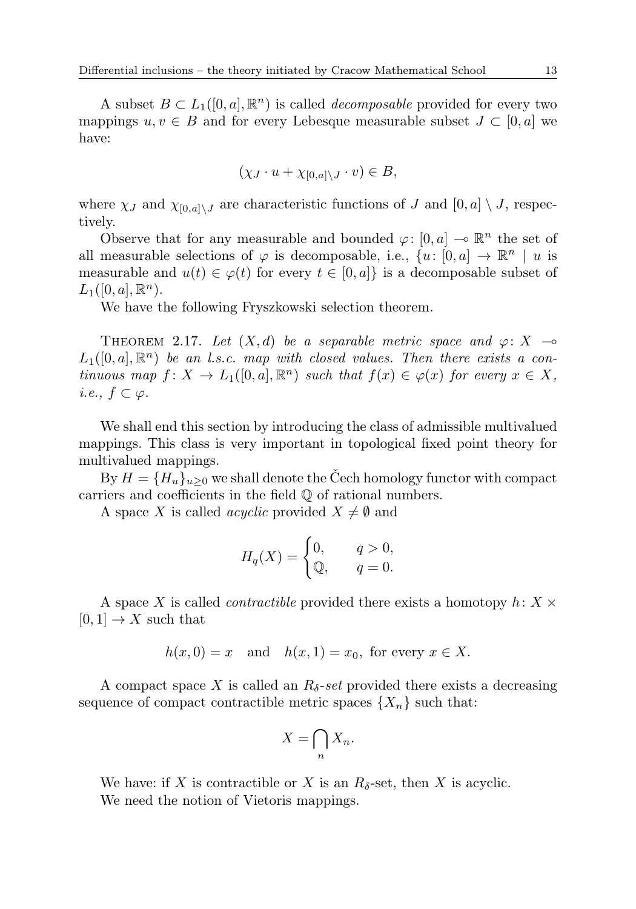A subset $B \subset L_1([0,a],\mathbb{R}^n)$ is called *decomposable* provided for every two mappings $u, v \in B$ and for every Lebesgue measurable subset $J \subset [0,a]$ we have:

$$(\chi_J \cdot u + \chi_{[0,a]\setminus J} \cdot v) \in B,$$

where $\chi_J$ and $\chi_{[0,a]\setminus J}$ are characteristic functions of $J$ and $[0,a] \setminus J$, respectively.

Observe that for any measurable and bounded $\varphi\colon [0,a] \multimap \mathbb{R}^n$ the set of all measurable selections of $\varphi$ is decomposable, i.e., $\{u\colon [0,a] \to \mathbb{R}^n \mid u$ is measurable and $u(t) \in \varphi(t)$ for every $t \in [0,a]\}$ is a decomposable subset of $L_1([0,a],\mathbb{R}^n)$.

We have the following Fryszkowski selection theorem.

Theorem 2.17. *Let $(X,d)$ be a separable metric space and $\varphi\colon X \multimap L_1([0,a],\mathbb{R}^n)$ be an l.s.c. map with closed values. Then there exists a continuous map $f\colon X \to L_1([0,a],\mathbb{R}^n)$ such that $f(x) \in \varphi(x)$ for every $x \in X$, i.e., $f \subset \varphi$.*

We shall end this section by introducing the class of admissible multivalued mappings. This class is very important in topological fixed point theory for multivalued mappings.

By $H = \{H_u\}_{u \geq 0}$ we shall denote the Čech homology functor with compact carriers and coefficients in the field $\mathbb{Q}$ of rational numbers.

A space $X$ is called *acyclic* provided $X \neq \emptyset$ and

$$H_q(X) = \begin{cases} 0, & q > 0, \\ \mathbb{Q}, & q = 0. \end{cases}$$

A space $X$ is called *contractible* provided there exists a homotopy $h\colon X \times [0,1] \to X$ such that

$$h(x,0) = x \quad \text{and} \quad h(x,1) = x_0, \text{ for every } x \in X.$$

A compact space $X$ is called an $R_\delta$*-set* provided there exists a decreasing sequence of compact contractible metric spaces $\{X_n\}$ such that:

$$X = \bigcap_n X_n.$$

We have: if $X$ is contractible or $X$ is an $R_\delta$-set, then $X$ is acyclic.

We need the notion of Vietoris mappings.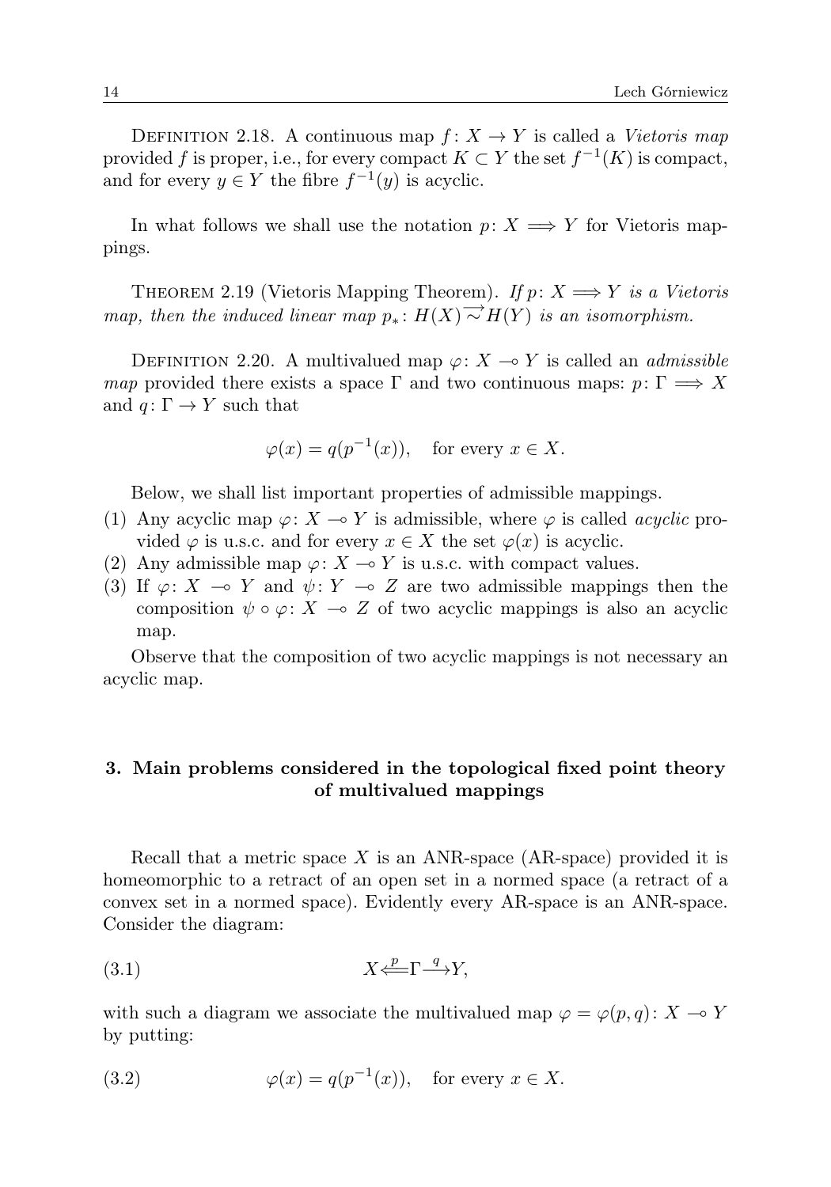Definition 2.18. A continuous map $f\colon X \to Y$ is called a *Vietoris map* provided $f$ is proper, i.e., for every compact $K \subset Y$ the set $f^{-1}(K)$ is compact, and for every $y \in Y$ the fibre $f^{-1}(y)$ is acyclic.

In what follows we shall use the notation $p\colon X \Longrightarrow Y$ for Vietoris mappings.

Theorem 2.19 (Vietoris Mapping Theorem). *If $p\colon X \Longrightarrow Y$ is a Vietoris map, then the induced linear map $p_*\colon H(X) \overrightarrow{\sim} H(Y)$ is an isomorphism.*

Definition 2.20. A multivalued map $\varphi\colon X \multimap Y$ is called an *admissible map* provided there exists a space $\Gamma$ and two continuous maps: $p\colon \Gamma \Longrightarrow X$ and $q\colon \Gamma \to Y$ such that

$$\varphi(x) = q(p^{-1}(x)), \quad \text{for every } x \in X.$$

Below, we shall list important properties of admissible mappings.

(1) Any acyclic map $\varphi\colon X \multimap Y$ is admissible, where $\varphi$ is called *acyclic* provided $\varphi$ is u.s.c. and for every $x \in X$ the set $\varphi(x)$ is acyclic.
(2) Any admissible map $\varphi\colon X \multimap Y$ is u.s.c. with compact values.
(3) If $\varphi\colon X \multimap Y$ and $\psi\colon Y \multimap Z$ are two admissible mappings then the composition $\psi \circ \varphi\colon X \multimap Z$ of two acyclic mappings is also an acyclic map.

Observe that the composition of two acyclic mappings is not necessary an acyclic map.

## 3. Main problems considered in the topological fixed point theory of multivalued mappings

Recall that a metric space $X$ is an ANR-space (AR-space) provided it is homeomorphic to a retract of an open set in a normed space (a retract of a convex set in a normed space). Evidently every AR-space is an ANR-space. Consider the diagram:

$$X \overset{p}{\Longleftarrow} \Gamma \overset{q}{\longrightarrow} Y, \tag{3.1}$$

with such a diagram we associate the multivalued map $\varphi = \varphi(p,q)\colon X \multimap Y$ by putting:

$$\varphi(x) = q(p^{-1}(x)), \quad \text{for every } x \in X. \tag{3.2}$$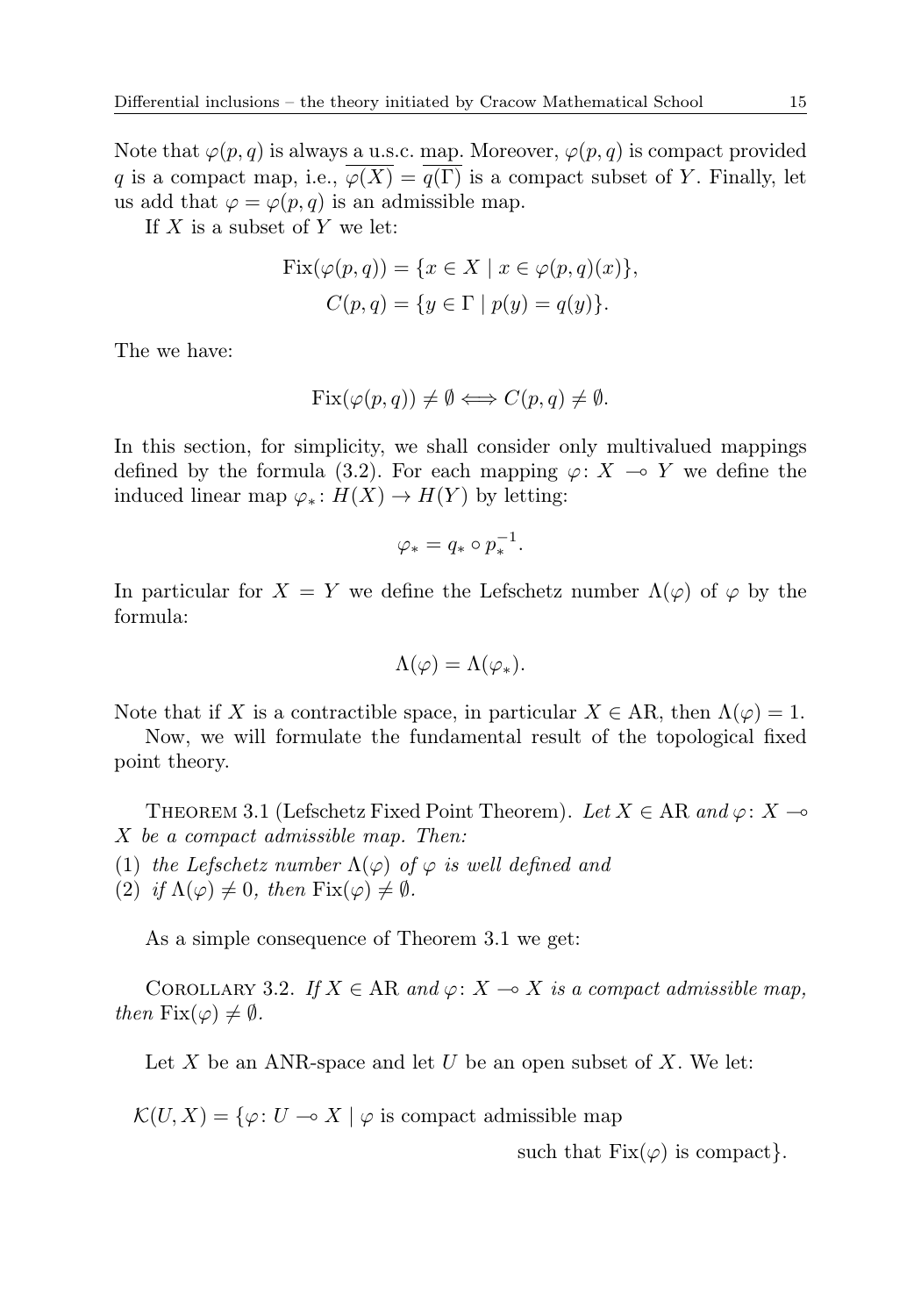Note that $\varphi(p,q)$ is always a u.s.c. map. Moreover, $\varphi(p,q)$ is compact provided $q$ is a compact map, i.e., $\overline{\varphi(X)} = \overline{q(\Gamma)}$ is a compact subset of $Y$. Finally, let us add that $\varphi = \varphi(p,q)$ is an admissible map.

If $X$ is a subset of $Y$ we let:

$$\operatorname{Fix}(\varphi(p,q)) = \{x \in X \mid x \in \varphi(p,q)(x)\},$$
$$C(p,q) = \{y \in \Gamma \mid p(y) = q(y)\}.$$

The we have:

$$\operatorname{Fix}(\varphi(p,q)) \neq \emptyset \Longleftrightarrow C(p,q) \neq \emptyset.$$

In this section, for simplicity, we shall consider only multivalued mappings defined by the formula (3.2). For each mapping $\varphi\colon X \multimap Y$ we define the induced linear map $\varphi_*\colon H(X) \to H(Y)$ by letting:

$$\varphi_* = q_* \circ p_*^{-1}.$$

In particular for $X = Y$ we define the Lefschetz number $\Lambda(\varphi)$ of $\varphi$ by the formula:

$$\Lambda(\varphi) = \Lambda(\varphi_*).$$

Note that if $X$ is a contractible space, in particular $X \in \mathrm{AR}$, then $\Lambda(\varphi) = 1$.

Now, we will formulate the fundamental result of the topological fixed point theory.

THEOREM 3.1 (Lefschetz Fixed Point Theorem). *Let $X \in \mathrm{AR}$ and $\varphi\colon X \multimap X$ be a compact admissible map. Then:*

(1) *the Lefschetz number $\Lambda(\varphi)$ of $\varphi$ is well defined and*
(2) *if $\Lambda(\varphi) \neq 0$, then $\operatorname{Fix}(\varphi) \neq \emptyset$.*

As a simple consequence of Theorem 3.1 we get:

COROLLARY 3.2. *If $X \in \mathrm{AR}$ and $\varphi\colon X \multimap X$ is a compact admissible map, then $\operatorname{Fix}(\varphi) \neq \emptyset$.*

Let $X$ be an ANR-space and let $U$ be an open subset of $X$. We let:

$$\mathcal{K}(U,X) = \{\varphi\colon U \multimap X \mid \varphi \text{ is compact admissible map such that } \operatorname{Fix}(\varphi) \text{ is compact}\}.$$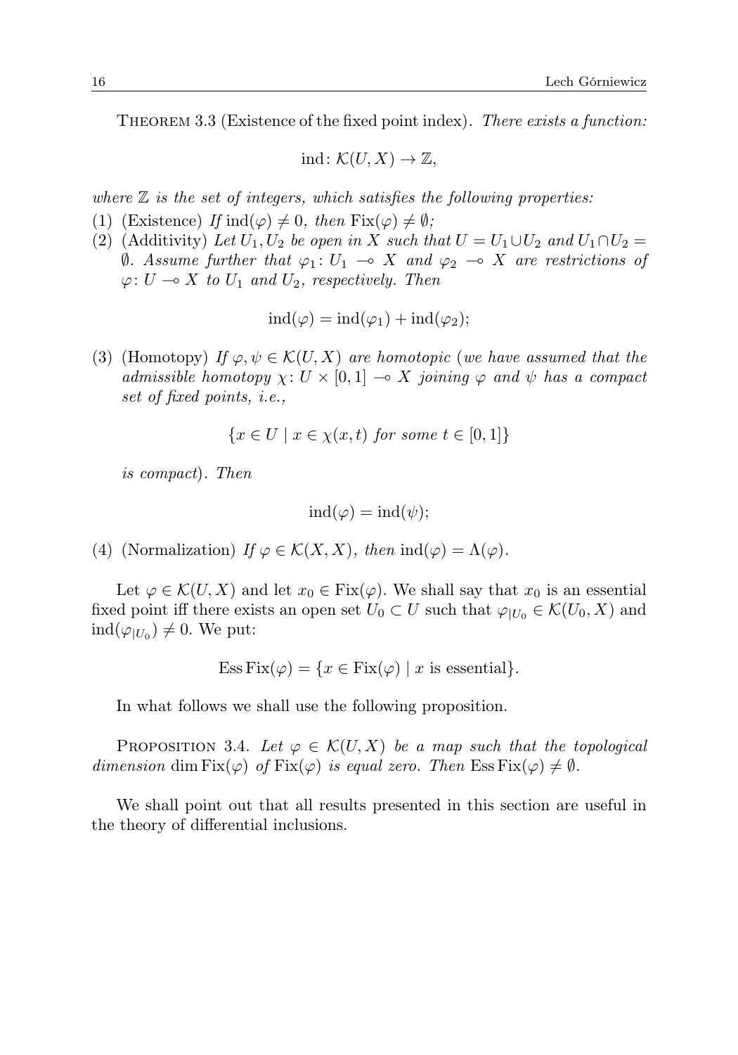Theorem 3.3 (Existence of the fixed point index). *There exists a function:*

$$\mathrm{ind}\colon \mathcal{K}(U,X) \to \mathbb{Z},$$

*where $\mathbb{Z}$ is the set of integers, which satisfies the following properties:*

1. (Existence) *If $\mathrm{ind}(\varphi) \neq 0$, then $\mathrm{Fix}(\varphi) \neq \emptyset$;*
2. (Additivity) *Let $U_1, U_2$ be open in $X$ such that $U = U_1 \cup U_2$ and $U_1 \cap U_2 = \emptyset$. Assume further that $\varphi_1\colon U_1 \multimap X$ and $\varphi_2 \multimap X$ are restrictions of $\varphi\colon U \multimap X$ to $U_1$ and $U_2$, respectively. Then*

   $$\mathrm{ind}(\varphi) = \mathrm{ind}(\varphi_1) + \mathrm{ind}(\varphi_2);$$

3. (Homotopy) *If $\varphi, \psi \in \mathcal{K}(U,X)$ are homotopic (we have assumed that the admissible homotopy $\chi\colon U \times [0,1] \multimap X$ joining $\varphi$ and $\psi$ has a compact set of fixed points, i.e.,*

   $$\{x \in U \mid x \in \chi(x,t) \text{ for some } t \in [0,1]\}$$

   *is compact). Then*

   $$\mathrm{ind}(\varphi) = \mathrm{ind}(\psi);$$

4. (Normalization) *If $\varphi \in \mathcal{K}(X,X)$, then $\mathrm{ind}(\varphi) = \Lambda(\varphi)$.*

Let $\varphi \in \mathcal{K}(U,X)$ and let $x_0 \in \mathrm{Fix}(\varphi)$. We shall say that $x_0$ is an essential fixed point iff there exists an open set $U_0 \subset U$ such that $\varphi_{|U_0} \in \mathcal{K}(U_0, X)$ and $\mathrm{ind}(\varphi_{|U_0}) \neq 0$. We put:

$$\mathrm{Ess}\,\mathrm{Fix}(\varphi) = \{x \in \mathrm{Fix}(\varphi) \mid x \text{ is essential}\}.$$

In what follows we shall use the following proposition.

Proposition 3.4. *Let $\varphi \in \mathcal{K}(U,X)$ be a map such that the topological dimension $\dim \mathrm{Fix}(\varphi)$ of $\mathrm{Fix}(\varphi)$ is equal zero. Then $\mathrm{Ess}\,\mathrm{Fix}(\varphi) \neq \emptyset$.*

We shall point out that all results presented in this section are useful in the theory of differential inclusions.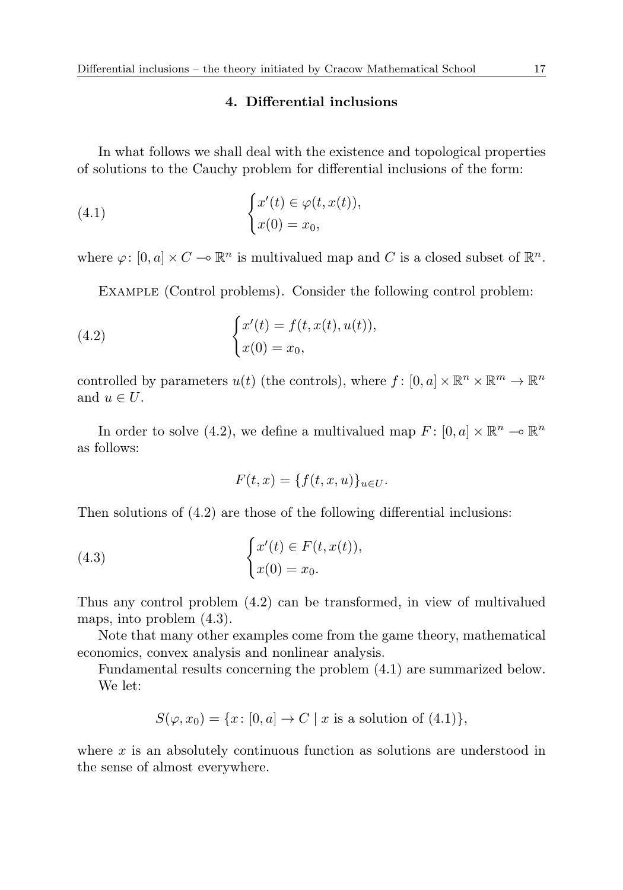## 4. Differential inclusions

In what follows we shall deal with the existence and topological properties of solutions to the Cauchy problem for differential inclusions of the form:

$$
\begin{cases} x'(t) \in \varphi(t, x(t)), \\ x(0) = x_0, \end{cases} \tag{4.1}
$$

where $\varphi\colon [0,a] \times C \multimap \mathbb{R}^n$ is multivalued map and $C$ is a closed subset of $\mathbb{R}^n$.

Example (Control problems). Consider the following control problem:

$$
\begin{cases} x'(t) = f(t, x(t), u(t)), \\ x(0) = x_0, \end{cases} \tag{4.2}
$$

controlled by parameters $u(t)$ (the controls), where $f\colon [0,a] \times \mathbb{R}^n \times \mathbb{R}^m \to \mathbb{R}^n$ and $u \in U$.

In order to solve (4.2), we define a multivalued map $F\colon [0,a] \times \mathbb{R}^n \multimap \mathbb{R}^n$ as follows:

$$
F(t,x) = \{f(t,x,u)\}_{u \in U}.
$$

Then solutions of (4.2) are those of the following differential inclusions:

$$
\begin{cases} x'(t) \in F(t, x(t)), \\ x(0) = x_0. \end{cases} \tag{4.3}
$$

Thus any control problem (4.2) can be transformed, in view of multivalued maps, into problem (4.3).

Note that many other examples come from the game theory, mathematical economics, convex analysis and nonlinear analysis.

Fundamental results concerning the problem (4.1) are summarized below. We let:

$$
S(\varphi, x_0) = \{x\colon [0,a] \to C \mid x \text{ is a solution of (4.1)}\},
$$

where $x$ is an absolutely continuous function as solutions are understood in the sense of almost everywhere.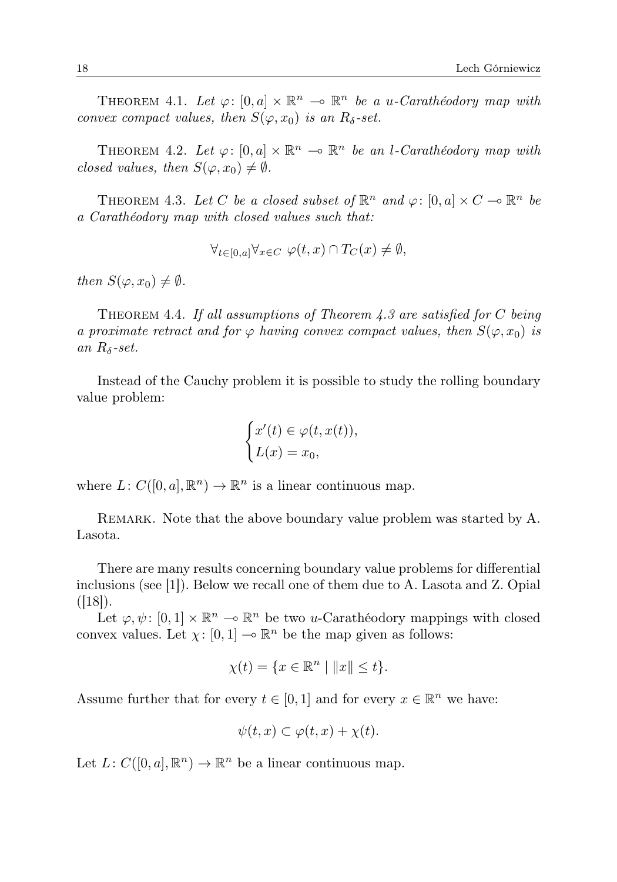THEOREM 4.1. *Let $\varphi\colon [0,a] \times \mathbb{R}^n \multimap \mathbb{R}^n$ be a u-Carathéodory map with convex compact values, then $S(\varphi, x_0)$ is an $R_\delta$-set.*

THEOREM 4.2. *Let $\varphi\colon [0,a] \times \mathbb{R}^n \multimap \mathbb{R}^n$ be an l-Carathéodory map with closed values, then $S(\varphi, x_0) \neq \emptyset$.*

THEOREM 4.3. *Let $C$ be a closed subset of $\mathbb{R}^n$ and $\varphi\colon [0,a] \times C \multimap \mathbb{R}^n$ be a Carathéodory map with closed values such that:*

$$\forall_{t\in[0,a]}\forall_{x\in C}\ \varphi(t,x) \cap T_C(x) \neq \emptyset,$$

*then $S(\varphi, x_0) \neq \emptyset$.*

THEOREM 4.4. *If all assumptions of Theorem 4.3 are satisfied for $C$ being a proximate retract and for $\varphi$ having convex compact values, then $S(\varphi, x_0)$ is an $R_\delta$-set.*

Instead of the Cauchy problem it is possible to study the rolling boundary value problem:

$$\begin{cases} x'(t) \in \varphi(t, x(t)), \\ L(x) = x_0, \end{cases}$$

where $L\colon C([0,a], \mathbb{R}^n) \to \mathbb{R}^n$ is a linear continuous map.

REMARK. Note that the above boundary value problem was started by A. Lasota.

There are many results concerning boundary value problems for differential inclusions (see [1]). Below we recall one of them due to A. Lasota and Z. Opial ([18]).

Let $\varphi, \psi\colon [0,1] \times \mathbb{R}^n \multimap \mathbb{R}^n$ be two $u$-Carathéodory mappings with closed convex values. Let $\chi\colon [0,1] \multimap \mathbb{R}^n$ be the map given as follows:

$$\chi(t) = \{x \in \mathbb{R}^n \mid \|x\| \leq t\}.$$

Assume further that for every $t \in [0,1]$ and for every $x \in \mathbb{R}^n$ we have:

$$\psi(t,x) \subset \varphi(t,x) + \chi(t).$$

Let $L\colon C([0,a], \mathbb{R}^n) \to \mathbb{R}^n$ be a linear continuous map.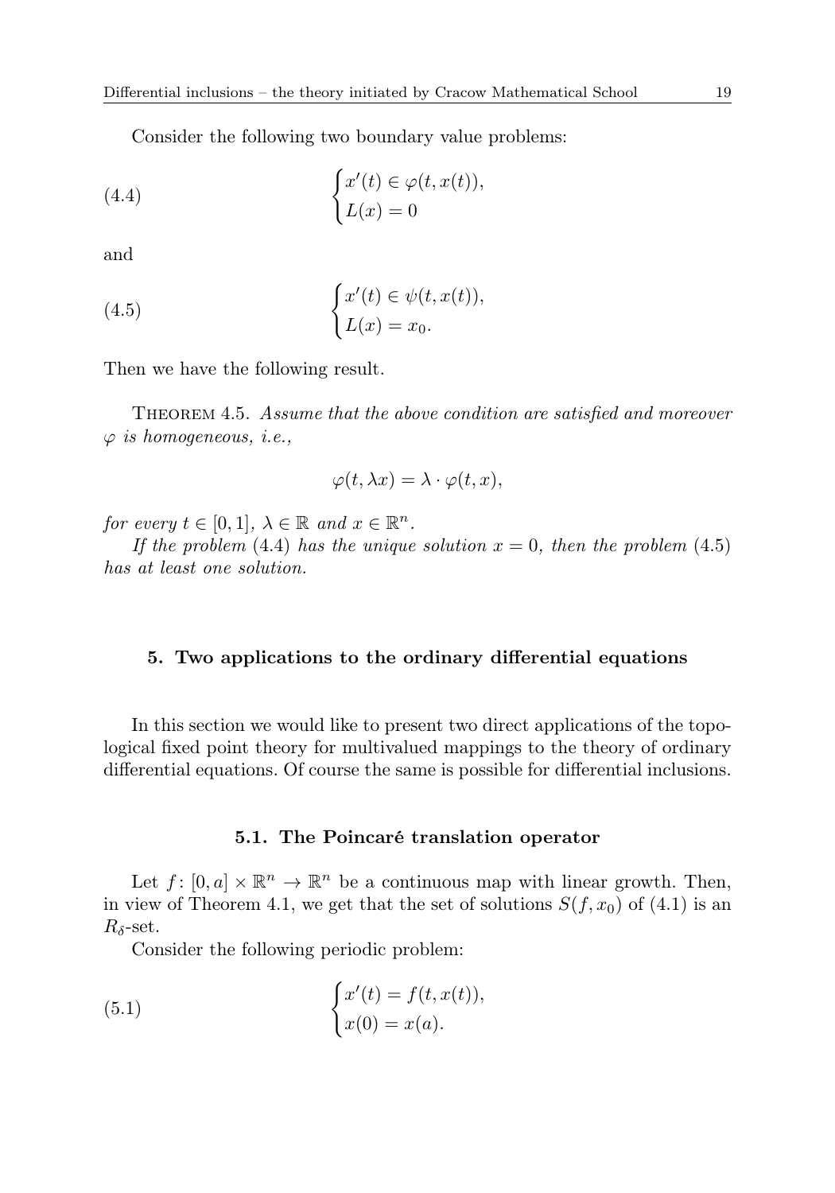Consider the following two boundary value problems:

$$\begin{cases} x'(t) \in \varphi(t, x(t)), \\ L(x) = 0 \end{cases} \tag{4.4}$$

and

$$\begin{cases} x'(t) \in \psi(t, x(t)), \\ L(x) = x_0. \end{cases} \tag{4.5}$$

Then we have the following result.

THEOREM 4.5. *Assume that the above condition are satisfied and moreover $\varphi$ is homogeneous, i.e.,*

$$\varphi(t, \lambda x) = \lambda \cdot \varphi(t, x),$$

*for every $t \in [0, 1]$, $\lambda \in \mathbb{R}$ and $x \in \mathbb{R}^n$.*

*If the problem* (4.4) *has the unique solution $x = 0$, then the problem* (4.5) *has at least one solution.*

## 5. Two applications to the ordinary differential equations

In this section we would like to present two direct applications of the topological fixed point theory for multivalued mappings to the theory of ordinary differential equations. Of course the same is possible for differential inclusions.

### 5.1. The Poincaré translation operator

Let $f\colon [0, a] \times \mathbb{R}^n \to \mathbb{R}^n$ be a continuous map with linear growth. Then, in view of Theorem 4.1, we get that the set of solutions $S(f, x_0)$ of (4.1) is an $R_\delta$-set.

Consider the following periodic problem:

$$\begin{cases} x'(t) = f(t, x(t)), \\ x(0) = x(a). \end{cases} \tag{5.1}$$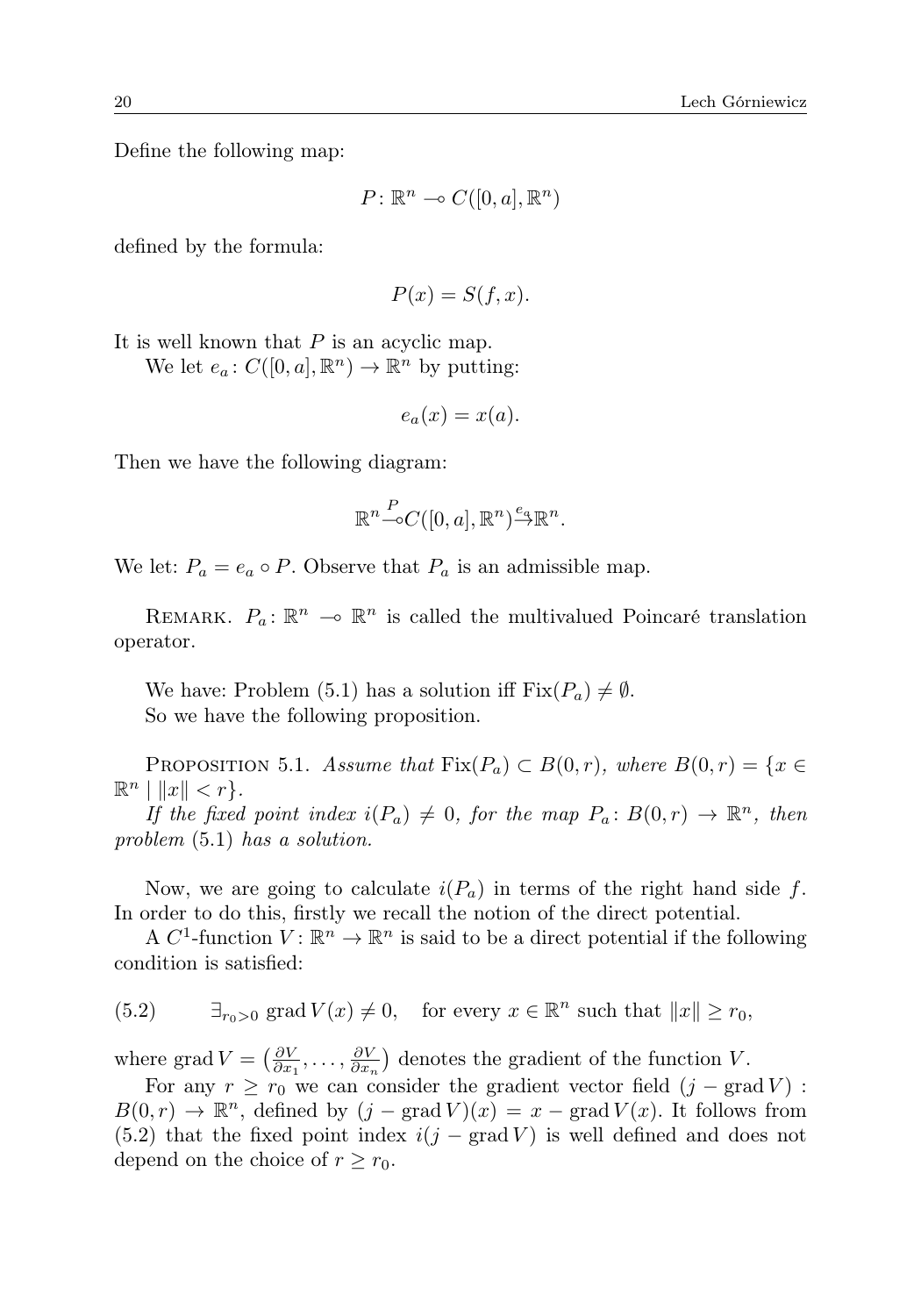Define the following map:

$$P\colon \mathbb{R}^n \multimap C([0,a],\mathbb{R}^n)$$

defined by the formula:

$$P(x) = S(f,x).$$

It is well known that $P$ is an acyclic map.

We let $e_a\colon C([0,a],\mathbb{R}^n) \to \mathbb{R}^n$ by putting:

$$e_a(x) = x(a).$$

Then we have the following diagram:

$$\mathbb{R}^n \overset{P}{\multimap} C([0,a],\mathbb{R}^n) \overset{e_a}{\to} \mathbb{R}^n.$$

We let: $P_a = e_a \circ P$. Observe that $P_a$ is an admissible map.

Remark. $P_a\colon \mathbb{R}^n \multimap \mathbb{R}^n$ is called the multivalued Poincaré translation operator.

We have: Problem (5.1) has a solution iff $\operatorname{Fix}(P_a) \neq \emptyset$.

So we have the following proposition.

Proposition 5.1. *Assume that $\operatorname{Fix}(P_a) \subset B(0,r)$, where $B(0,r) = \{x \in \mathbb{R}^n \mid \|x\| < r\}$.*

*If the fixed point index $i(P_a) \neq 0$, for the map $P_a\colon B(0,r) \to \mathbb{R}^n$, then problem (5.1) has a solution.*

Now, we are going to calculate $i(P_a)$ in terms of the right hand side $f$. In order to do this, firstly we recall the notion of the direct potential.

A $C^1$-function $V\colon \mathbb{R}^n \to \mathbb{R}^n$ is said to be a direct potential if the following condition is satisfied:

$$\exists_{r_0>0}\ \operatorname{grad} V(x) \neq 0, \quad \text{for every } x \in \mathbb{R}^n \text{ such that } \|x\| \geq r_0, \tag{5.2}$$

where $\operatorname{grad} V = \big(\frac{\partial V}{\partial x_1}, \ldots, \frac{\partial V}{\partial x_n}\big)$ denotes the gradient of the function $V$.

For any $r \geq r_0$ we can consider the gradient vector field $(j - \operatorname{grad} V) : B(0,r) \to \mathbb{R}^n$, defined by $(j - \operatorname{grad} V)(x) = x - \operatorname{grad} V(x)$. It follows from (5.2) that the fixed point index $i(j - \operatorname{grad} V)$ is well defined and does not depend on the choice of $r \geq r_0$.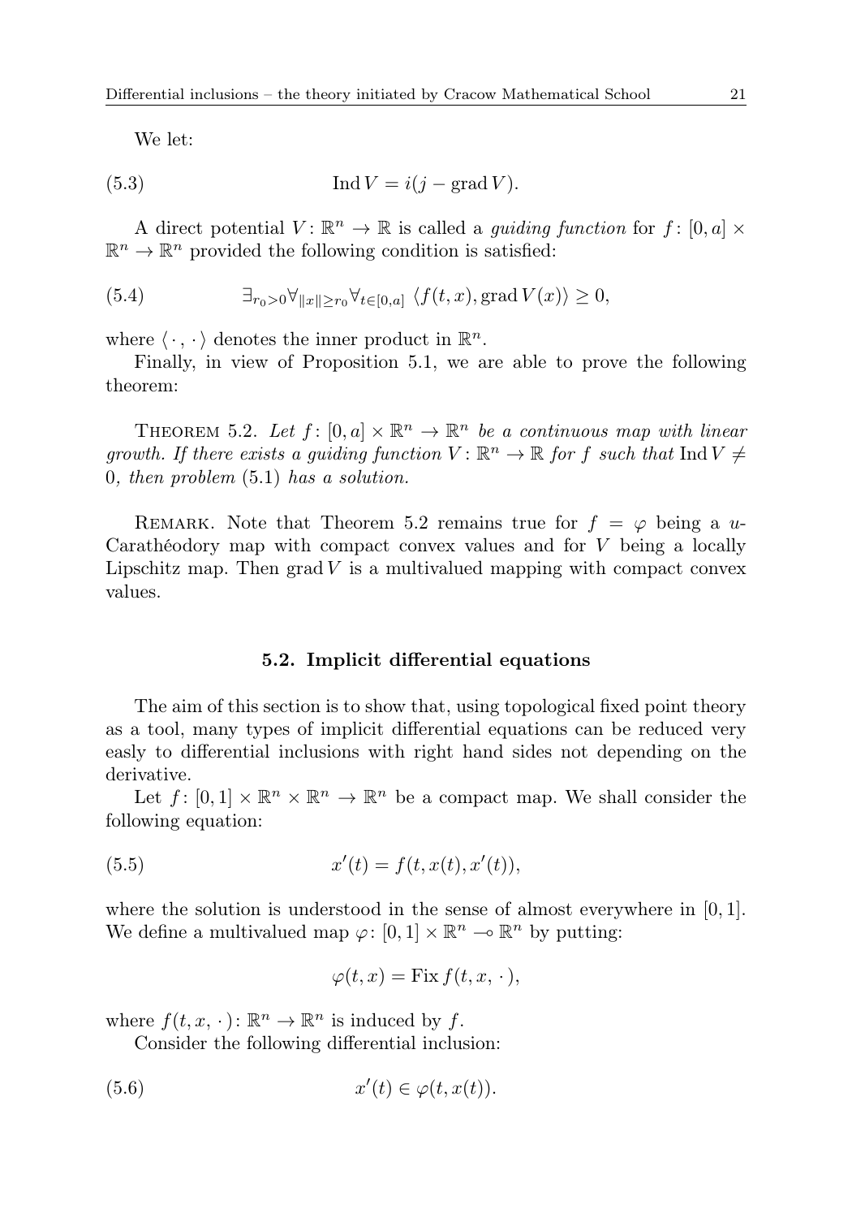We let:

$$\operatorname{Ind} V = i(j - \operatorname{grad} V). \tag{5.3}$$

A direct potential $V\colon \mathbb{R}^n \to \mathbb{R}$ is called a *guiding function* for $f\colon [0,a] \times \mathbb{R}^n \to \mathbb{R}^n$ provided the following condition is satisfied:

$$\exists_{r_0 > 0} \forall_{\|x\| \geq r_0} \forall_{t \in [0,a]} \ \langle f(t,x), \operatorname{grad} V(x) \rangle \geq 0, \tag{5.4}$$

where $\langle \cdot\,, \cdot \rangle$ denotes the inner product in $\mathbb{R}^n$.

Finally, in view of Proposition 5.1, we are able to prove the following theorem:

THEOREM 5.2. *Let $f\colon [0,a] \times \mathbb{R}^n \to \mathbb{R}^n$ be a continuous map with linear growth. If there exists a guiding function $V\colon \mathbb{R}^n \to \mathbb{R}$ for $f$ such that $\operatorname{Ind} V \neq 0$, then problem* (5.1) *has a solution.*

REMARK. Note that Theorem 5.2 remains true for $f = \varphi$ being a $u$-Carathéodory map with compact convex values and for $V$ being a locally Lipschitz map. Then $\operatorname{grad} V$ is a multivalued mapping with compact convex values.

### 5.2. Implicit differential equations

The aim of this section is to show that, using topological fixed point theory as a tool, many types of implicit differential equations can be reduced very easily to differential inclusions with right hand sides not depending on the derivative.

Let $f\colon [0,1] \times \mathbb{R}^n \times \mathbb{R}^n \to \mathbb{R}^n$ be a compact map. We shall consider the following equation:

$$x'(t) = f(t, x(t), x'(t)), \tag{5.5}$$

where the solution is understood in the sense of almost everywhere in $[0,1]$. We define a multivalued map $\varphi\colon [0,1] \times \mathbb{R}^n \multimap \mathbb{R}^n$ by putting:

$$\varphi(t,x) = \operatorname{Fix} f(t, x, \cdot\,),$$

where $f(t,x,\cdot\,)\colon \mathbb{R}^n \to \mathbb{R}^n$ is induced by $f$.

Consider the following differential inclusion:

$$x'(t) \in \varphi(t, x(t)). \tag{5.6}$$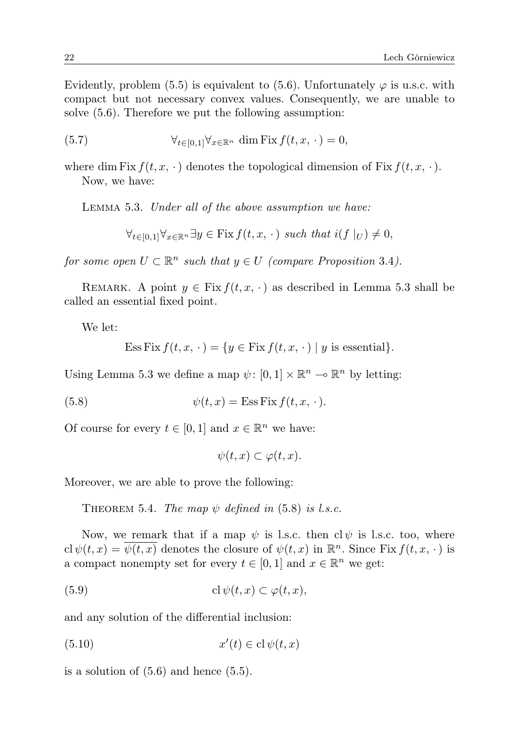Evidently, problem (5.5) is equivalent to (5.6). Unfortunately $\varphi$ is u.s.c. with compact but not necessary convex values. Consequently, we are unable to solve (5.6). Therefore we put the following assumption:

$$\forall_{t\in[0,1]}\forall_{x\in\mathbb{R}^n}\ \dim \operatorname{Fix} f(t,x,\,\cdot\,)=0, \tag{5.7}$$

where $\dim \operatorname{Fix} f(t,x,\,\cdot\,)$ denotes the topological dimension of $\operatorname{Fix} f(t,x,\,\cdot\,)$.

Now, we have:

Lemma 5.3. *Under all of the above assumption we have:*

$$\forall_{t\in[0,1]}\forall_{x\in\mathbb{R}^n}\exists y\in \operatorname{Fix} f(t,x,\,\cdot\,) \text{ such that } i(f\,|_U)\neq 0,$$

*for some open $U\subset\mathbb{R}^n$ such that $y\in U$ (compare Proposition 3.4).*

Remark. A point $y\in \operatorname{Fix} f(t,x,\,\cdot\,)$ as described in Lemma 5.3 shall be called an essential fixed point.

We let:

$$\operatorname{Ess}\operatorname{Fix} f(t,x,\,\cdot\,)=\{y\in \operatorname{Fix} f(t,x,\,\cdot\,)\mid y \text{ is essential}\}.$$

Using Lemma 5.3 we define a map $\psi\colon [0,1]\times\mathbb{R}^n\multimap\mathbb{R}^n$ by letting:

$$\psi(t,x)=\operatorname{Ess}\operatorname{Fix} f(t,x,\,\cdot\,). \tag{5.8}$$

Of course for every $t\in[0,1]$ and $x\in\mathbb{R}^n$ we have:

$$\psi(t,x)\subset\varphi(t,x).$$

Moreover, we are able to prove the following:

Theorem 5.4. *The map $\psi$ defined in (5.8) is l.s.c.*

Now, we remark that if a map $\psi$ is l.s.c. then $\operatorname{cl}\psi$ is l.s.c. too, where $\operatorname{cl}\psi(t,x)=\overline{\psi(t,x)}$ denotes the closure of $\psi(t,x)$ in $\mathbb{R}^n$. Since $\operatorname{Fix} f(t,x,\,\cdot\,)$ is a compact nonempty set for every $t\in[0,1]$ and $x\in\mathbb{R}^n$ we get:

$$\operatorname{cl}\psi(t,x)\subset\varphi(t,x), \tag{5.9}$$

and any solution of the differential inclusion:

$$x'(t)\in\operatorname{cl}\psi(t,x) \tag{5.10}$$

is a solution of (5.6) and hence (5.5).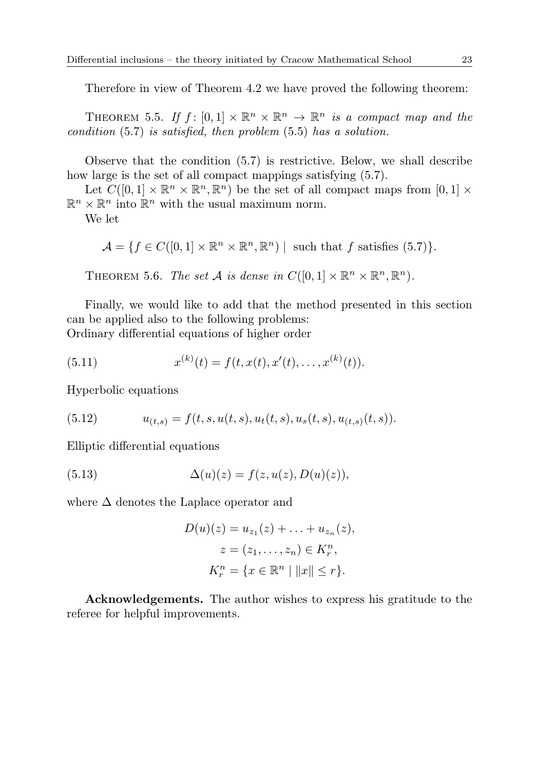Therefore in view of Theorem 4.2 we have proved the following theorem:

THEOREM 5.5. *If $f\colon [0,1] \times \mathbb{R}^n \times \mathbb{R}^n \to \mathbb{R}^n$ is a compact map and the condition* (5.7) *is satisfied, then problem* (5.5) *has a solution.*

Observe that the condition (5.7) is restrictive. Below, we shall describe how large is the set of all compact mappings satisfying (5.7).

Let $C([0,1] \times \mathbb{R}^n \times \mathbb{R}^n, \mathbb{R}^n)$ be the set of all compact maps from $[0,1] \times \mathbb{R}^n \times \mathbb{R}^n$ into $\mathbb{R}^n$ with the usual maximum norm.

We let

$$\mathcal{A} = \{f \in C([0,1] \times \mathbb{R}^n \times \mathbb{R}^n, \mathbb{R}^n) \mid \text{ such that } f \text{ satisfies } (5.7)\}.$$

THEOREM 5.6. *The set $\mathcal{A}$ is dense in $C([0,1] \times \mathbb{R}^n \times \mathbb{R}^n, \mathbb{R}^n)$.*

Finally, we would like to add that the method presented in this section can be applied also to the following problems:
Ordinary differential equations of higher order

$$x^{(k)}(t) = f(t, x(t), x'(t), \ldots, x^{(k)}(t)). \tag{5.11}$$

Hyperbolic equations

$$u_{(t,s)} = f(t, s, u(t,s), u_t(t,s), u_s(t,s), u_{(t,s)}(t,s)). \tag{5.12}$$

Elliptic differential equations

$$\Delta(u)(z) = f(z, u(z), D(u)(z)), \tag{5.13}$$

where $\Delta$ denotes the Laplace operator and

$$D(u)(z) = u_{z_1}(z) + \ldots + u_{z_n}(z),$$
$$z = (z_1, \ldots, z_n) \in K_r^n,$$
$$K_r^n = \{x \in \mathbb{R}^n \mid \|x\| \le r\}.$$

**Acknowledgements.** The author wishes to express his gratitude to the referee for helpful improvements.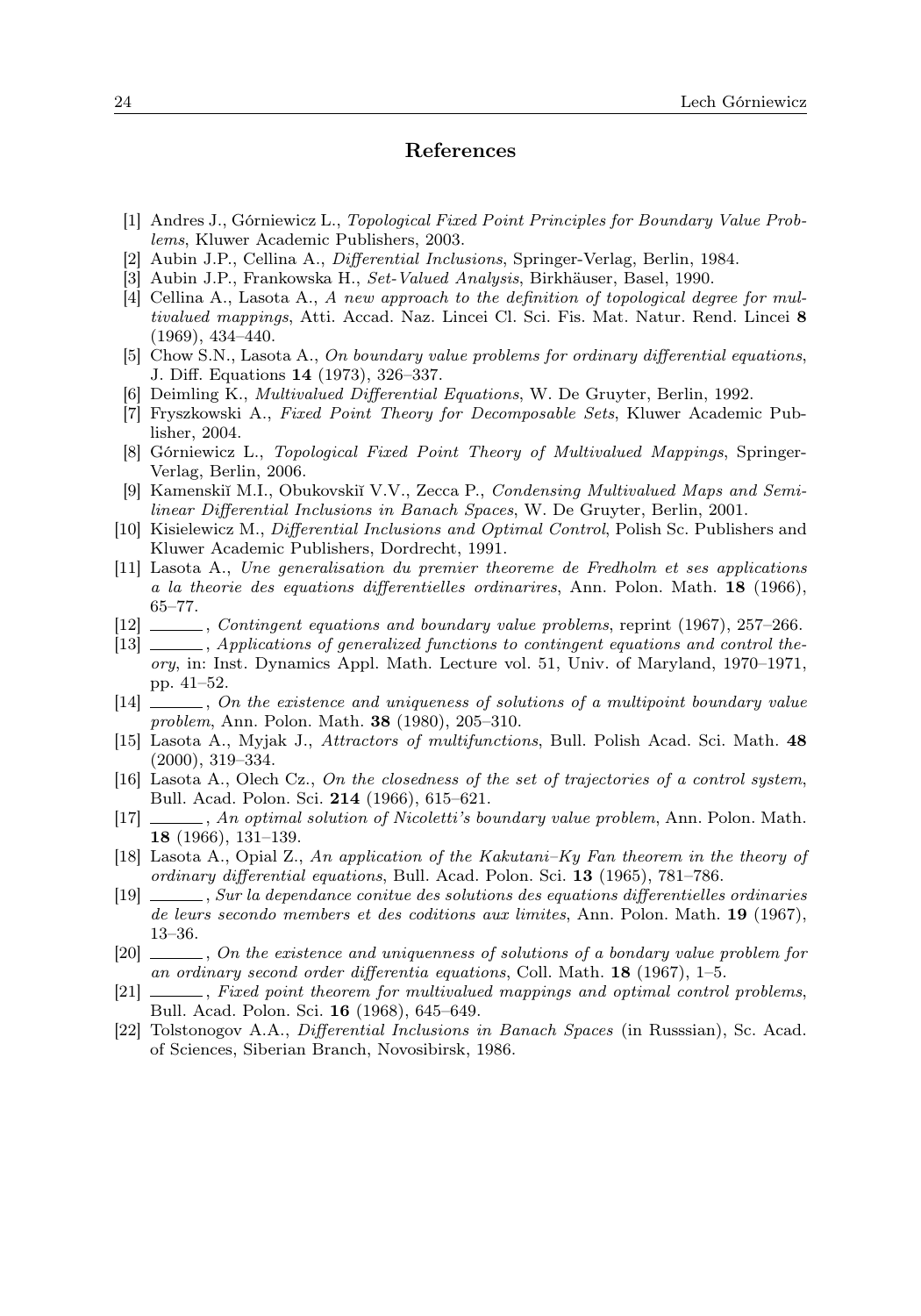## References

[1] Andres J., Górniewicz L., *Topological Fixed Point Principles for Boundary Value Problems*, Kluwer Academic Publishers, 2003.

[2] Aubin J.P., Cellina A., *Differential Inclusions*, Springer-Verlag, Berlin, 1984.

[3] Aubin J.P., Frankowska H., *Set-Valued Analysis*, Birkhäuser, Basel, 1990.

[4] Cellina A., Lasota A., *A new approach to the definition of topological degree for multivalued mappings*, Atti. Accad. Naz. Lincei Cl. Sci. Fis. Mat. Natur. Rend. Lincei **8** (1969), 434–440.

[5] Chow S.N., Lasota A., *On boundary value problems for ordinary differential equations*, J. Diff. Equations **14** (1973), 326–337.

[6] Deimling K., *Multivalued Differential Equations*, W. De Gruyter, Berlin, 1992.

[7] Fryszkowski A., *Fixed Point Theory for Decomposable Sets*, Kluwer Academic Publisher, 2004.

[8] Górniewicz L., *Topological Fixed Point Theory of Multivalued Mappings*, Springer-Verlag, Berlin, 2006.

[9] Kamenskiĭ M.I., Obukovskiĭ V.V., Zecca P., *Condensing Multivalued Maps and Semilinear Differential Inclusions in Banach Spaces*, W. De Gruyter, Berlin, 2001.

[10] Kisielewicz M., *Differential Inclusions and Optimal Control*, Polish Sc. Publishers and Kluwer Academic Publishers, Dordrecht, 1991.

[11] Lasota A., *Une generalisation du premier theoreme de Fredholm et ses applications a la theorie des equations differentielles ordinarires*, Ann. Polon. Math. **18** (1966), 65–77.

[12] ______, *Contingent equations and boundary value problems*, reprint (1967), 257–266.

[13] ______, *Applications of generalized functions to contingent equations and control theory*, in: Inst. Dynamics Appl. Math. Lecture vol. 51, Univ. of Maryland, 1970–1971, pp. 41–52.

[14] ______, *On the existence and uniqueness of solutions of a multipoint boundary value problem*, Ann. Polon. Math. **38** (1980), 205–310.

[15] Lasota A., Myjak J., *Attractors of multifunctions*, Bull. Polish Acad. Sci. Math. **48** (2000), 319–334.

[16] Lasota A., Olech Cz., *On the closedness of the set of trajectories of a control system*, Bull. Acad. Polon. Sci. **214** (1966), 615–621.

[17] ______, *An optimal solution of Nicoletti's boundary value problem*, Ann. Polon. Math. **18** (1966), 131–139.

[18] Lasota A., Opial Z., *An application of the Kakutani–Ky Fan theorem in the theory of ordinary differential equations*, Bull. Acad. Polon. Sci. **13** (1965), 781–786.

[19] ______, *Sur la dependance conitue des solutions des equations differentielles ordinaries de leurs secondo members et des coditions aux limites*, Ann. Polon. Math. **19** (1967), 13–36.

[20] ______, *On the existence and uniquenness of solutions of a bondary value problem for an ordinary second order differentia equations*, Coll. Math. **18** (1967), 1–5.

[21] ______, *Fixed point theorem for multivalued mappings and optimal control problems*, Bull. Acad. Polon. Sci. **16** (1968), 645–649.

[22] Tolstonogov A.A., *Differential Inclusions in Banach Spaces* (in Russsian), Sc. Acad. of Sciences, Siberian Branch, Novosibirsk, 1986.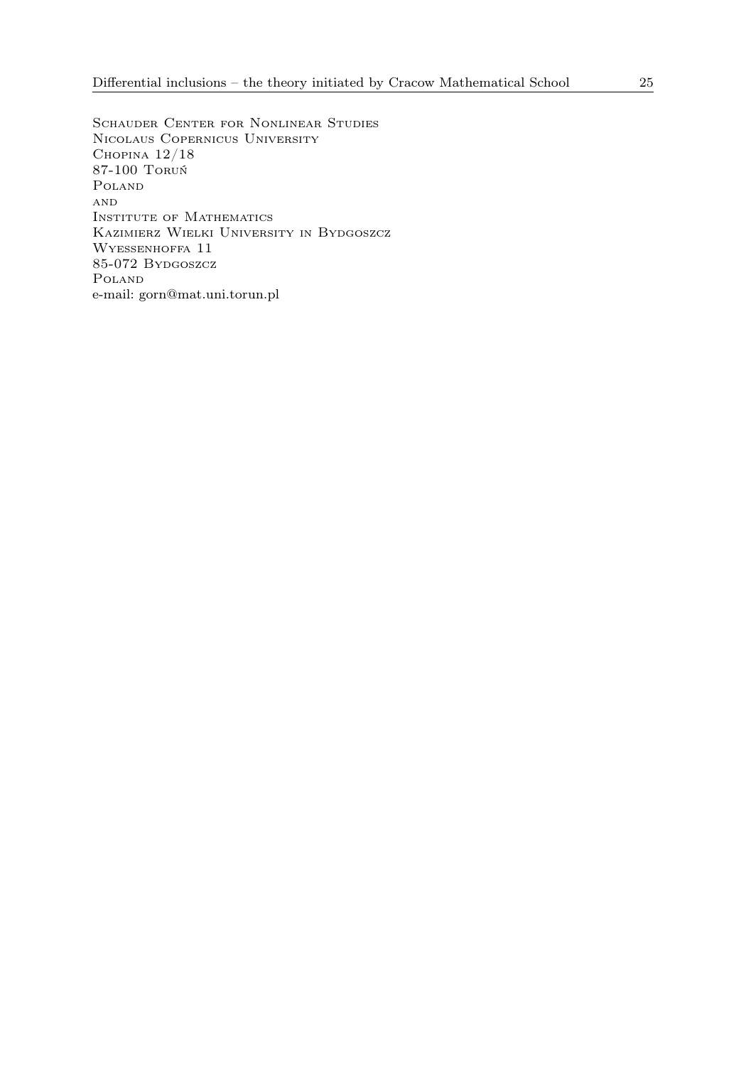Schauder Center for Nonlinear Studies
Nicolaus Copernicus University
Chopina 12/18
87-100 Toruń
Poland
and
Institute of Mathematics
Kazimierz Wielki University in Bydgoszcz
Wyessenhoffa 11
85-072 Bydgoszcz
Poland
e-mail: gorn@mat.uni.torun.pl